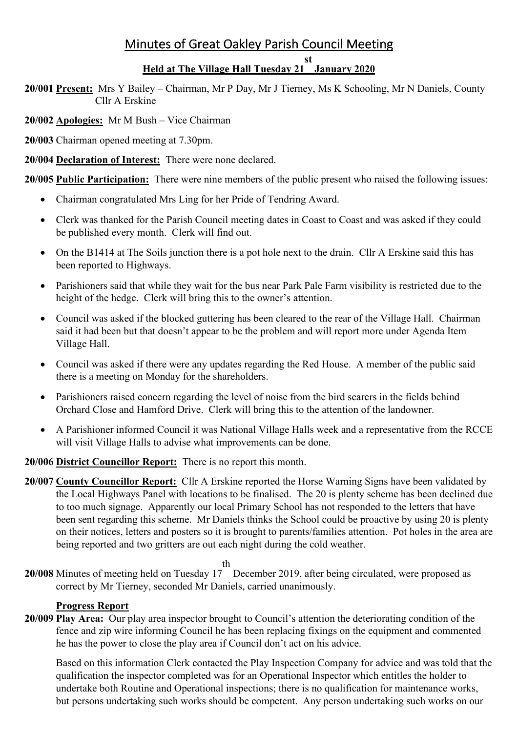# Minutes of Great Oakley Parish Council Meeting

## Held at The Village Hall Tuesday 21st January 2020

**20/001 Present:** Mrs Y Bailey – Chairman, Mr P Day, Mr J Tierney, Ms K Schooling, Mr N Daniels, County Cllr A Erskine

**20/002 Apologies:** Mr M Bush – Vice Chairman

**20/003** Chairman opened meeting at 7.30pm.

**20/004 Declaration of Interest:** There were none declared.

**20/005 Public Participation:** There were nine members of the public present who raised the following issues:

- Chairman congratulated Mrs Ling for her Pride of Tendring Award.
- Clerk was thanked for the Parish Council meeting dates in Coast to Coast and was asked if they could be published every month. Clerk will find out.
- On the B1414 at The Soils junction there is a pot hole next to the drain. Cllr A Erskine said this has been reported to Highways.
- Parishioners said that while they wait for the bus near Park Pale Farm visibility is restricted due to the height of the hedge. Clerk will bring this to the owner's attention.
- Council was asked if the blocked guttering has been cleared to the rear of the Village Hall. Chairman said it had been but that doesn't appear to be the problem and will report more under Agenda Item Village Hall.
- Council was asked if there were any updates regarding the Red House. A member of the public said there is a meeting on Monday for the shareholders.
- Parishioners raised concern regarding the level of noise from the bird scarers in the fields behind Orchard Close and Hamford Drive. Clerk will bring this to the attention of the landowner.
- A Parishioner informed Council it was National Village Halls week and a representative from the RCCE will visit Village Halls to advise what improvements can be done.

**20/006 District Councillor Report:** There is no report this month.

**20/007 County Councillor Report:** Cllr A Erskine reported the Horse Warning Signs have been validated by the Local Highways Panel with locations to be finalised. The 20 is plenty scheme has been declined due to too much signage. Apparently our local Primary School has not responded to the letters that have been sent regarding this scheme. Mr Daniels thinks the School could be proactive by using 20 is plenty on their notices, letters and posters so it is brought to parents/families attention. Pot holes in the area are being reported and two gritters are out each night during the cold weather.

**20/008** Minutes of meeting held on Tuesday 17th December 2019, after being circulated, were proposed as correct by Mr Tierney, seconded Mr Daniels, carried unanimously.

**Progress Report**

**20/009 Play Area:** Our play area inspector brought to Council's attention the deteriorating condition of the fence and zip wire informing Council he has been replacing fixings on the equipment and commented he has the power to close the play area if Council don't act on his advice.

Based on this information Clerk contacted the Play Inspection Company for advice and was told that the qualification the inspector completed was for an Operational Inspector which entitles the holder to undertake both Routine and Operational inspections; there is no qualification for maintenance works, but persons undertaking such works should be competent. Any person undertaking such works on our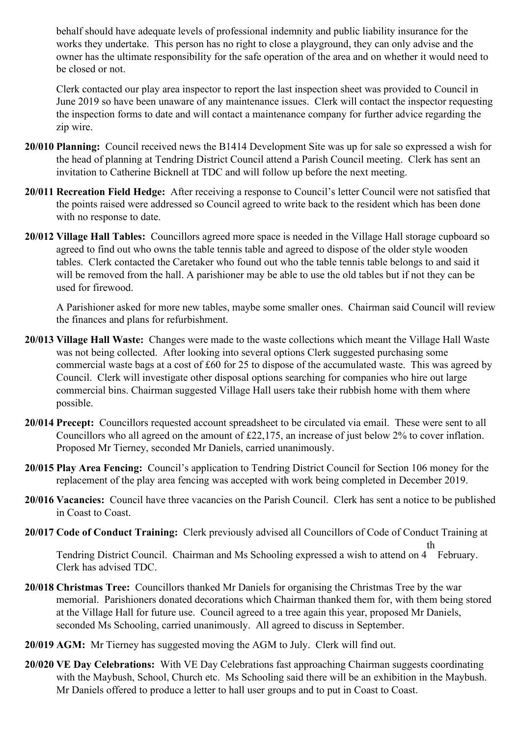behalf should have adequate levels of professional indemnity and public liability insurance for the works they undertake. This person has no right to close a playground, they can only advise and the owner has the ultimate responsibility for the safe operation of the area and on whether it would need to be closed or not.

Clerk contacted our play area inspector to report the last inspection sheet was provided to Council in June 2019 so have been unaware of any maintenance issues. Clerk will contact the inspector requesting the inspection forms to date and will contact a maintenance company for further advice regarding the zip wire.

**20/010 Planning:** Council received news the B1414 Development Site was up for sale so expressed a wish for the head of planning at Tendring District Council attend a Parish Council meeting. Clerk has sent an invitation to Catherine Bicknell at TDC and will follow up before the next meeting.

**20/011 Recreation Field Hedge:** After receiving a response to Council's letter Council were not satisfied that the points raised were addressed so Council agreed to write back to the resident which has been done with no response to date.

**20/012 Village Hall Tables:** Councillors agreed more space is needed in the Village Hall storage cupboard so agreed to find out who owns the table tennis table and agreed to dispose of the older style wooden tables. Clerk contacted the Caretaker who found out who the table tennis table belongs to and said it will be removed from the hall. A parishioner may be able to use the old tables but if not they can be used for firewood.

A Parishioner asked for more new tables, maybe some smaller ones. Chairman said Council will review the finances and plans for refurbishment.

**20/013 Village Hall Waste:** Changes were made to the waste collections which meant the Village Hall Waste was not being collected. After looking into several options Clerk suggested purchasing some commercial waste bags at a cost of £60 for 25 to dispose of the accumulated waste. This was agreed by Council. Clerk will investigate other disposal options searching for companies who hire out large commercial bins. Chairman suggested Village Hall users take their rubbish home with them where possible.

**20/014 Precept:** Councillors requested account spreadsheet to be circulated via email. These were sent to all Councillors who all agreed on the amount of £22,175, an increase of just below 2% to cover inflation. Proposed Mr Tierney, seconded Mr Daniels, carried unanimously.

**20/015 Play Area Fencing:** Council's application to Tendring District Council for Section 106 money for the replacement of the play area fencing was accepted with work being completed in December 2019.

**20/016 Vacancies:** Council have three vacancies on the Parish Council. Clerk has sent a notice to be published in Coast to Coast.

**20/017 Code of Conduct Training:** Clerk previously advised all Councillors of Code of Conduct Training at Tendring District Council. Chairman and Ms Schooling expressed a wish to attend on 4th February. Clerk has advised TDC.

**20/018 Christmas Tree:** Councillors thanked Mr Daniels for organising the Christmas Tree by the war memorial. Parishioners donated decorations which Chairman thanked them for, with them being stored at the Village Hall for future use. Council agreed to a tree again this year, proposed Mr Daniels, seconded Ms Schooling, carried unanimously. All agreed to discuss in September.

**20/019 AGM:** Mr Tierney has suggested moving the AGM to July. Clerk will find out.

**20/020 VE Day Celebrations:** With VE Day Celebrations fast approaching Chairman suggests coordinating with the Maybush, School, Church etc. Ms Schooling said there will be an exhibition in the Maybush. Mr Daniels offered to produce a letter to hall user groups and to put in Coast to Coast.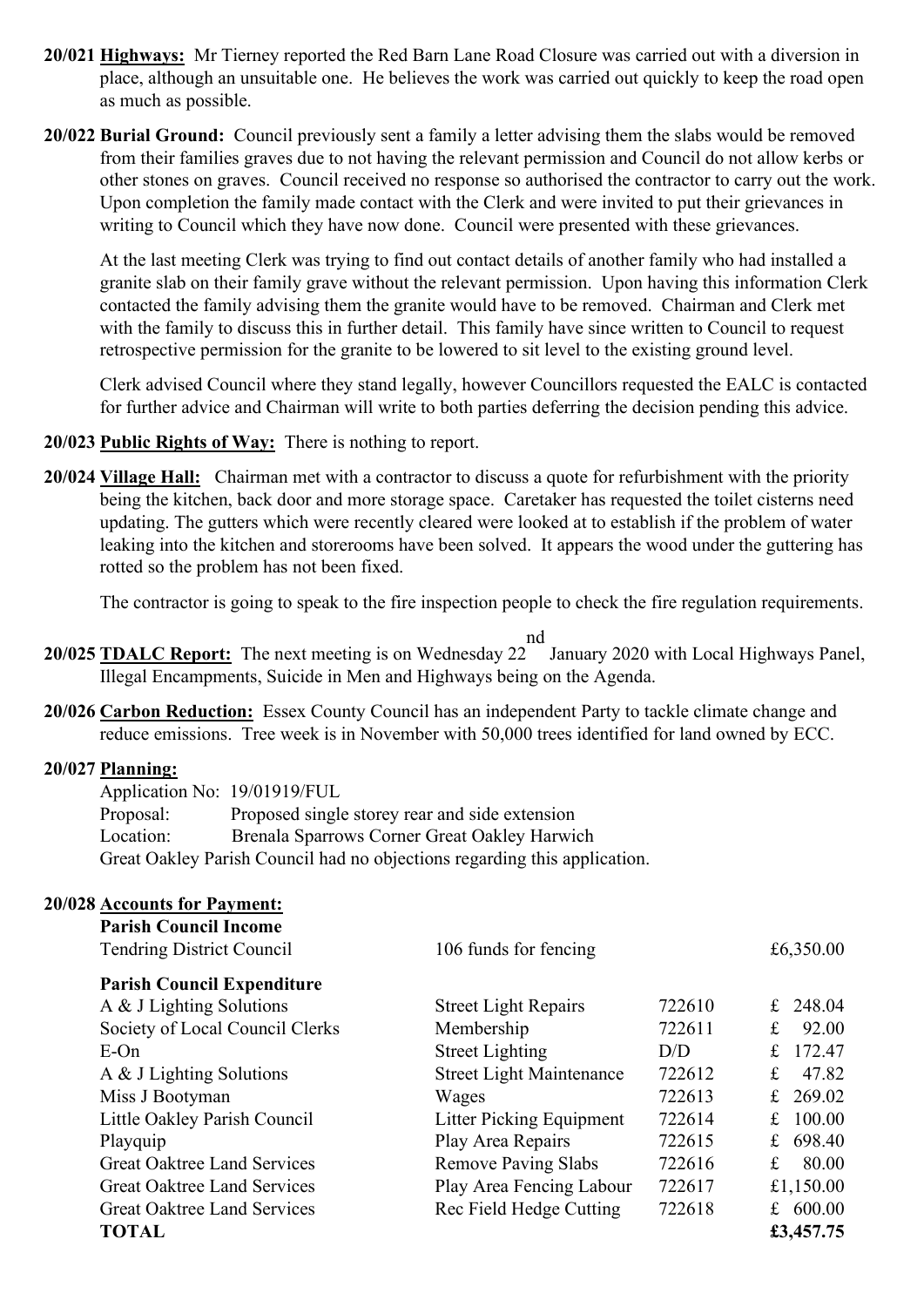**20/021 Highways:** Mr Tierney reported the Red Barn Lane Road Closure was carried out with a diversion in place, although an unsuitable one. He believes the work was carried out quickly to keep the road open as much as possible.

**20/022 Burial Ground:** Council previously sent a family a letter advising them the slabs would be removed from their families graves due to not having the relevant permission and Council do not allow kerbs or other stones on graves. Council received no response so authorised the contractor to carry out the work. Upon completion the family made contact with the Clerk and were invited to put their grievances in writing to Council which they have now done. Council were presented with these grievances.

At the last meeting Clerk was trying to find out contact details of another family who had installed a granite slab on their family grave without the relevant permission. Upon having this information Clerk contacted the family advising them the granite would have to be removed. Chairman and Clerk met with the family to discuss this in further detail. This family have since written to Council to request retrospective permission for the granite to be lowered to sit level to the existing ground level.

Clerk advised Council where they stand legally, however Councillors requested the EALC is contacted for further advice and Chairman will write to both parties deferring the decision pending this advice.

**20/023 Public Rights of Way:** There is nothing to report.

**20/024 Village Hall:** Chairman met with a contractor to discuss a quote for refurbishment with the priority being the kitchen, back door and more storage space. Caretaker has requested the toilet cisterns need updating. The gutters which were recently cleared were looked at to establish if the problem of water leaking into the kitchen and storerooms have been solved. It appears the wood under the guttering has rotted so the problem has not been fixed.

The contractor is going to speak to the fire inspection people to check the fire regulation requirements.

**20/025 TDALC Report:** The next meeting is on Wednesday 22nd January 2020 with Local Highways Panel, Illegal Encampments, Suicide in Men and Highways being on the Agenda.

**20/026 Carbon Reduction:** Essex County Council has an independent Party to tackle climate change and reduce emissions. Tree week is in November with 50,000 trees identified for land owned by ECC.

**20/027 Planning:**

Application No: 19/01919/FUL
Proposal: Proposed single storey rear and side extension
Location: Brenala Sparrows Corner Great Oakley Harwich
Great Oakley Parish Council had no objections regarding this application.

**20/028 Accounts for Payment:**

| | | | |
|---|---|---|---|
| **Parish Council Income** | | | |
| Tendring District Council | 106 funds for fencing | | £6,350.00 |
| **Parish Council Expenditure** | | | |
| A & J Lighting Solutions | Street Light Repairs | 722610 | £ 248.04 |
| Society of Local Council Clerks | Membership | 722611 | £ 92.00 |
| E-On | Street Lighting | D/D | £ 172.47 |
| A & J Lighting Solutions | Street Light Maintenance | 722612 | £ 47.82 |
| Miss J Bootyman | Wages | 722613 | £ 269.02 |
| Little Oakley Parish Council | Litter Picking Equipment | 722614 | £ 100.00 |
| Playquip | Play Area Repairs | 722615 | £ 698.40 |
| Great Oaktree Land Services | Remove Paving Slabs | 722616 | £ 80.00 |
| Great Oaktree Land Services | Play Area Fencing Labour | 722617 | £1,150.00 |
| Great Oaktree Land Services | Rec Field Hedge Cutting | 722618 | £ 600.00 |
| **TOTAL** | | | **£3,457.75** |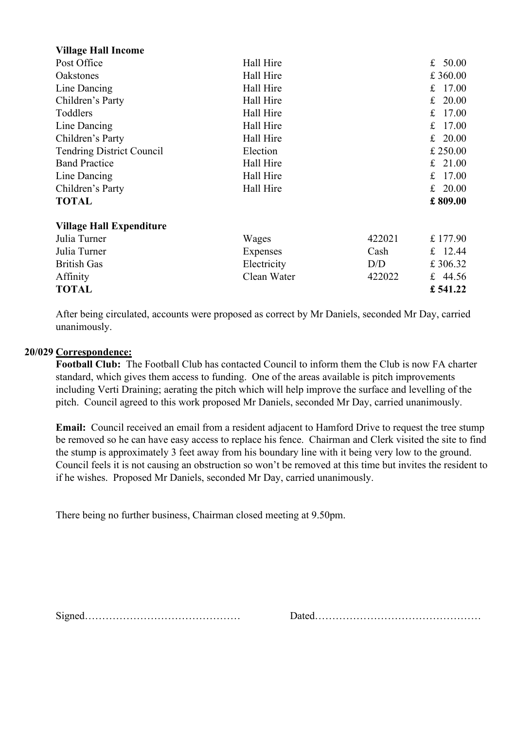**Village Hall Income**

| | | |
|---|---|---|
| Post Office | Hall Hire | £ 50.00 |
| Oakstones | Hall Hire | £ 360.00 |
| Line Dancing | Hall Hire | £ 17.00 |
| Children's Party | Hall Hire | £ 20.00 |
| Toddlers | Hall Hire | £ 17.00 |
| Line Dancing | Hall Hire | £ 17.00 |
| Children's Party | Hall Hire | £ 20.00 |
| Tendring District Council | Election | £ 250.00 |
| Band Practice | Hall Hire | £ 21.00 |
| Line Dancing | Hall Hire | £ 17.00 |
| Children's Party | Hall Hire | £ 20.00 |
| **TOTAL** | | **£ 809.00** |

**Village Hall Expenditure**

| | | | |
|---|---|---|---|
| Julia Turner | Wages | 422021 | £ 177.90 |
| Julia Turner | Expenses | Cash | £ 12.44 |
| British Gas | Electricity | D/D | £ 306.32 |
| Affinity | Clean Water | 422022 | £ 44.56 |
| **TOTAL** | | | **£ 541.22** |

After being circulated, accounts were proposed as correct by Mr Daniels, seconded Mr Day, carried unanimously.

**20/029 Correspondence:**

**Football Club:** The Football Club has contacted Council to inform them the Club is now FA charter standard, which gives them access to funding. One of the areas available is pitch improvements including Verti Draining; aerating the pitch which will help improve the surface and levelling of the pitch. Council agreed to this work proposed Mr Daniels, seconded Mr Day, carried unanimously.

**Email:** Council received an email from a resident adjacent to Hamford Drive to request the tree stump be removed so he can have easy access to replace his fence. Chairman and Clerk visited the site to find the stump is approximately 3 feet away from his boundary line with it being very low to the ground. Council feels it is not causing an obstruction so won't be removed at this time but invites the resident to if he wishes. Proposed Mr Daniels, seconded Mr Day, carried unanimously.

There being no further business, Chairman closed meeting at 9.50pm.

Signed……………………………………… Dated…………………………………………